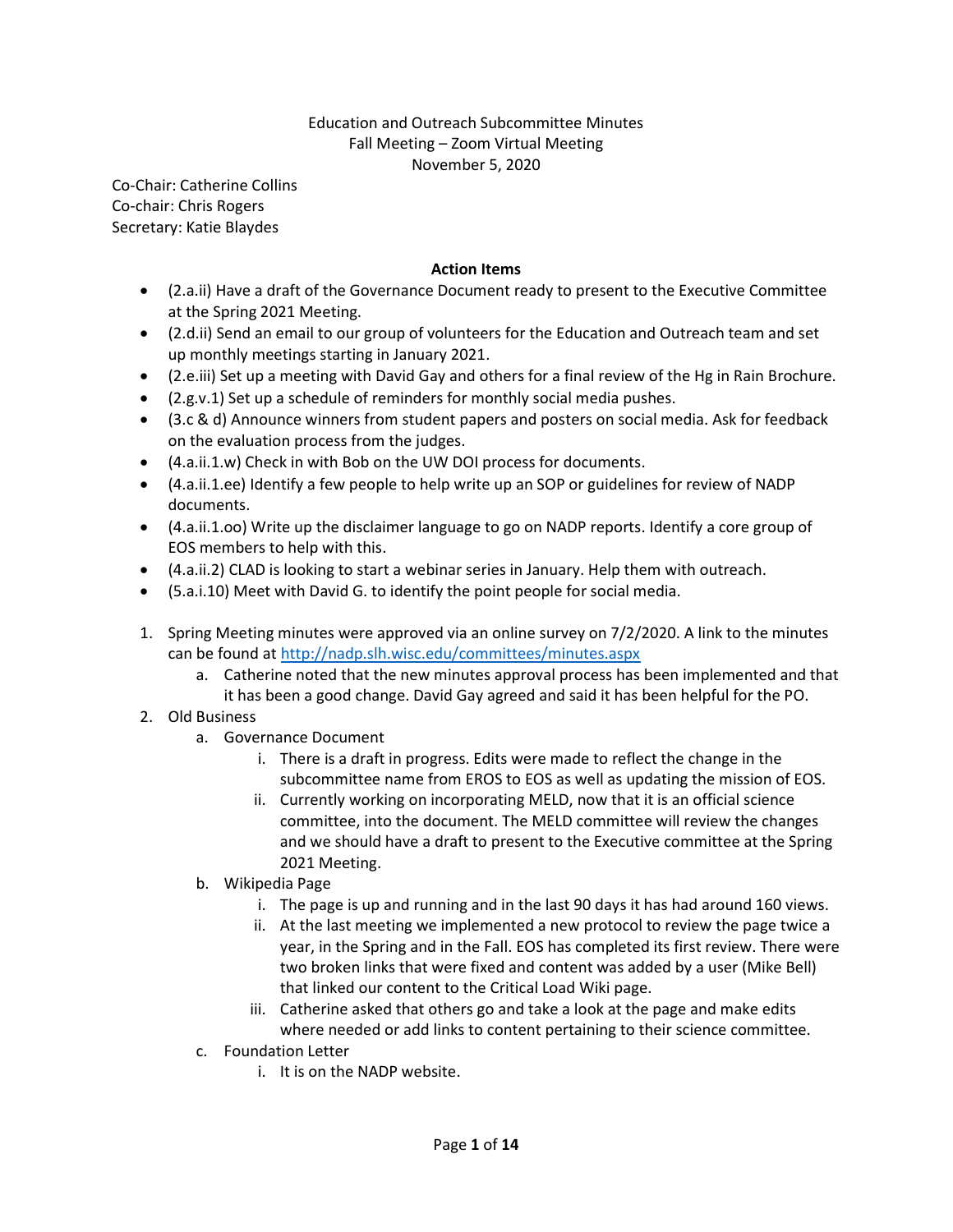Education and Outreach Subcommittee Minutes
Fall Meeting – Zoom Virtual Meeting
November 5, 2020

Co-Chair: Catherine Collins
Co-chair: Chris Rogers
Secretary: Katie Blaydes

**Action Items**

- (2.a.ii) Have a draft of the Governance Document ready to present to the Executive Committee at the Spring 2021 Meeting.
- (2.d.ii) Send an email to our group of volunteers for the Education and Outreach team and set up monthly meetings starting in January 2021.
- (2.e.iii) Set up a meeting with David Gay and others for a final review of the Hg in Rain Brochure.
- (2.g.v.1) Set up a schedule of reminders for monthly social media pushes.
- (3.c & d) Announce winners from student papers and posters on social media. Ask for feedback on the evaluation process from the judges.
- (4.a.ii.1.w) Check in with Bob on the UW DOI process for documents.
- (4.a.ii.1.ee) Identify a few people to help write up an SOP or guidelines for review of NADP documents.
- (4.a.ii.1.oo) Write up the disclaimer language to go on NADP reports. Identify a core group of EOS members to help with this.
- (4.a.ii.2) CLAD is looking to start a webinar series in January. Help them with outreach.
- (5.a.i.10) Meet with David G. to identify the point people for social media.

1. Spring Meeting minutes were approved via an online survey on 7/2/2020. A link to the minutes can be found at http://nadp.slh.wisc.edu/committees/minutes.aspx
    a. Catherine noted that the new minutes approval process has been implemented and that it has been a good change. David Gay agreed and said it has been helpful for the PO.
2. Old Business
    a. Governance Document
        i. There is a draft in progress. Edits were made to reflect the change in the subcommittee name from EROS to EOS as well as updating the mission of EOS.
        ii. Currently working on incorporating MELD, now that it is an official science committee, into the document. The MELD committee will review the changes and we should have a draft to present to the Executive committee at the Spring 2021 Meeting.
    b. Wikipedia Page
        i. The page is up and running and in the last 90 days it has had around 160 views.
        ii. At the last meeting we implemented a new protocol to review the page twice a year, in the Spring and in the Fall. EOS has completed its first review. There were two broken links that were fixed and content was added by a user (Mike Bell) that linked our content to the Critical Load Wiki page.
        iii. Catherine asked that others go and take a look at the page and make edits where needed or add links to content pertaining to their science committee.
    c. Foundation Letter
        i. It is on the NADP website.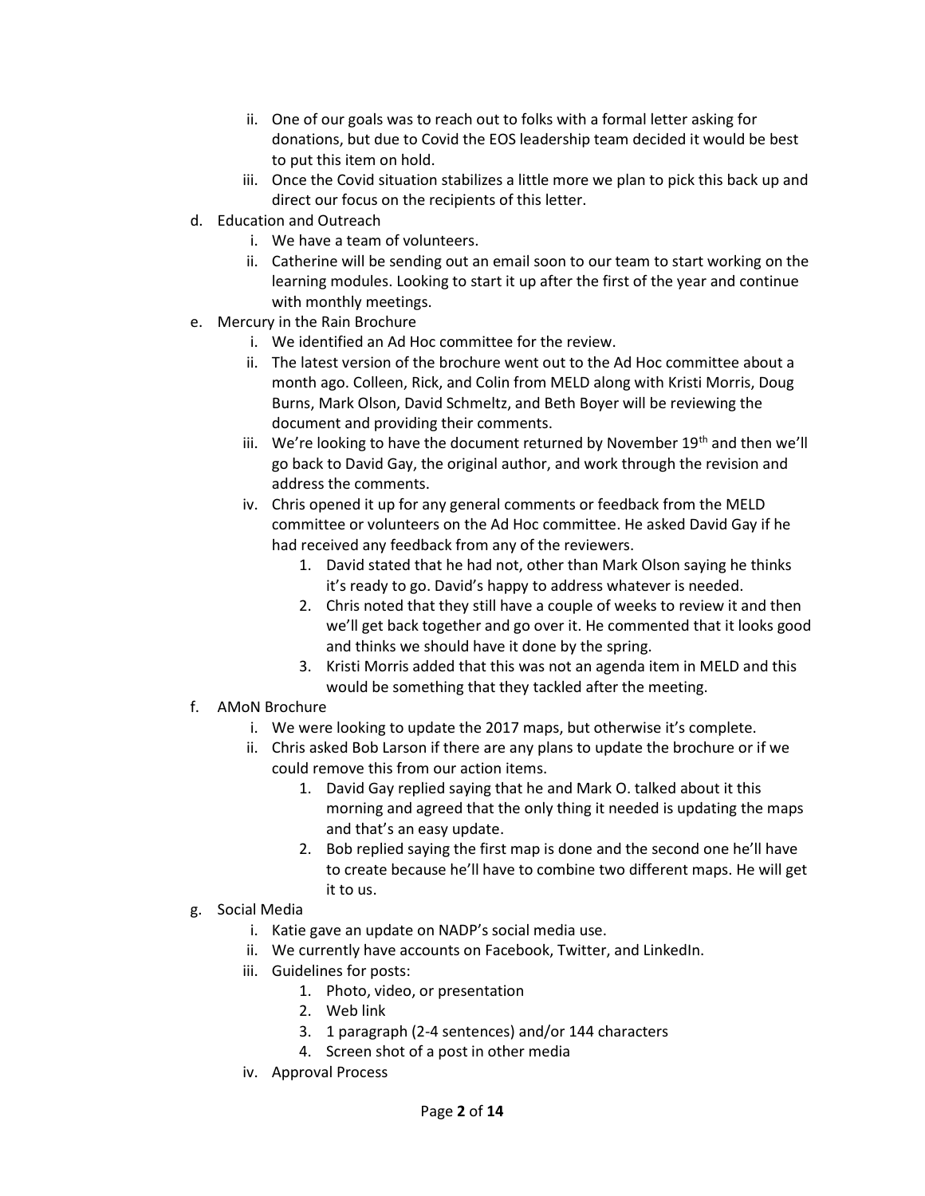ii. One of our goals was to reach out to folks with a formal letter asking for donations, but due to Covid the EOS leadership team decided it would be best to put this item on hold.
    iii. Once the Covid situation stabilizes a little more we plan to pick this back up and direct our focus on the recipients of this letter.

d. Education and Outreach
    i. We have a team of volunteers.
    ii. Catherine will be sending out an email soon to our team to start working on the learning modules. Looking to start it up after the first of the year and continue with monthly meetings.

e. Mercury in the Rain Brochure
    i. We identified an Ad Hoc committee for the review.
    ii. The latest version of the brochure went out to the Ad Hoc committee about a month ago. Colleen, Rick, and Colin from MELD along with Kristi Morris, Doug Burns, Mark Olson, David Schmeltz, and Beth Boyer will be reviewing the document and providing their comments.
    iii. We're looking to have the document returned by November 19th and then we'll go back to David Gay, the original author, and work through the revision and address the comments.
    iv. Chris opened it up for any general comments or feedback from the MELD committee or volunteers on the Ad Hoc committee. He asked David Gay if he had received any feedback from any of the reviewers.
        1. David stated that he had not, other than Mark Olson saying he thinks it's ready to go. David's happy to address whatever is needed.
        2. Chris noted that they still have a couple of weeks to review it and then we'll get back together and go over it. He commented that it looks good and thinks we should have it done by the spring.
        3. Kristi Morris added that this was not an agenda item in MELD and this would be something that they tackled after the meeting.

f. AMoN Brochure
    i. We were looking to update the 2017 maps, but otherwise it's complete.
    ii. Chris asked Bob Larson if there are any plans to update the brochure or if we could remove this from our action items.
        1. David Gay replied saying that he and Mark O. talked about it this morning and agreed that the only thing it needed is updating the maps and that's an easy update.
        2. Bob replied saying the first map is done and the second one he'll have to create because he'll have to combine two different maps. He will get it to us.

g. Social Media
    i. Katie gave an update on NADP's social media use.
    ii. We currently have accounts on Facebook, Twitter, and LinkedIn.
    iii. Guidelines for posts:
        1. Photo, video, or presentation
        2. Web link
        3. 1 paragraph (2-4 sentences) and/or 144 characters
        4. Screen shot of a post in other media
    iv. Approval Process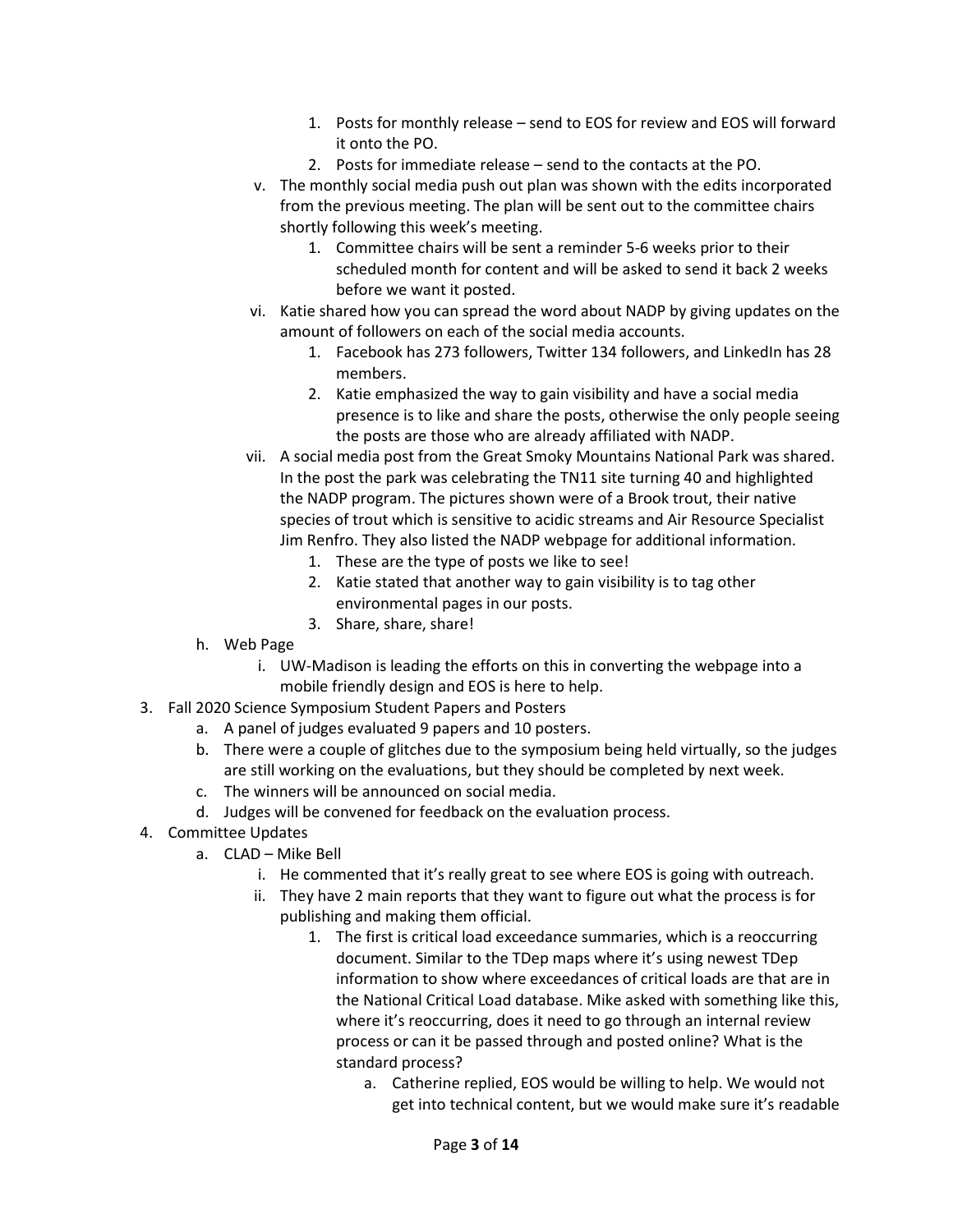1. Posts for monthly release – send to EOS for review and EOS will forward it onto the PO.
2. Posts for immediate release – send to the contacts at the PO.

v. The monthly social media push out plan was shown with the edits incorporated from the previous meeting. The plan will be sent out to the committee chairs shortly following this week's meeting.

1. Committee chairs will be sent a reminder 5-6 weeks prior to their scheduled month for content and will be asked to send it back 2 weeks before we want it posted.

vi. Katie shared how you can spread the word about NADP by giving updates on the amount of followers on each of the social media accounts.

1. Facebook has 273 followers, Twitter 134 followers, and LinkedIn has 28 members.
2. Katie emphasized the way to gain visibility and have a social media presence is to like and share the posts, otherwise the only people seeing the posts are those who are already affiliated with NADP.

vii. A social media post from the Great Smoky Mountains National Park was shared. In the post the park was celebrating the TN11 site turning 40 and highlighted the NADP program. The pictures shown were of a Brook trout, their native species of trout which is sensitive to acidic streams and Air Resource Specialist Jim Renfro. They also listed the NADP webpage for additional information.

1. These are the type of posts we like to see!
2. Katie stated that another way to gain visibility is to tag other environmental pages in our posts.
3. Share, share, share!

h. Web Page

i. UW-Madison is leading the efforts on this in converting the webpage into a mobile friendly design and EOS is here to help.

3. Fall 2020 Science Symposium Student Papers and Posters

a. A panel of judges evaluated 9 papers and 10 posters.

b. There were a couple of glitches due to the symposium being held virtually, so the judges are still working on the evaluations, but they should be completed by next week.

c. The winners will be announced on social media.

d. Judges will be convened for feedback on the evaluation process.

4. Committee Updates

a. CLAD – Mike Bell

i. He commented that it's really great to see where EOS is going with outreach.

ii. They have 2 main reports that they want to figure out what the process is for publishing and making them official.

1. The first is critical load exceedance summaries, which is a reoccurring document. Similar to the TDep maps where it's using newest TDep information to show where exceedances of critical loads are that are in the National Critical Load database. Mike asked with something like this, where it's reoccurring, does it need to go through an internal review process or can it be passed through and posted online? What is the standard process?

a. Catherine replied, EOS would be willing to help. We would not get into technical content, but we would make sure it's readable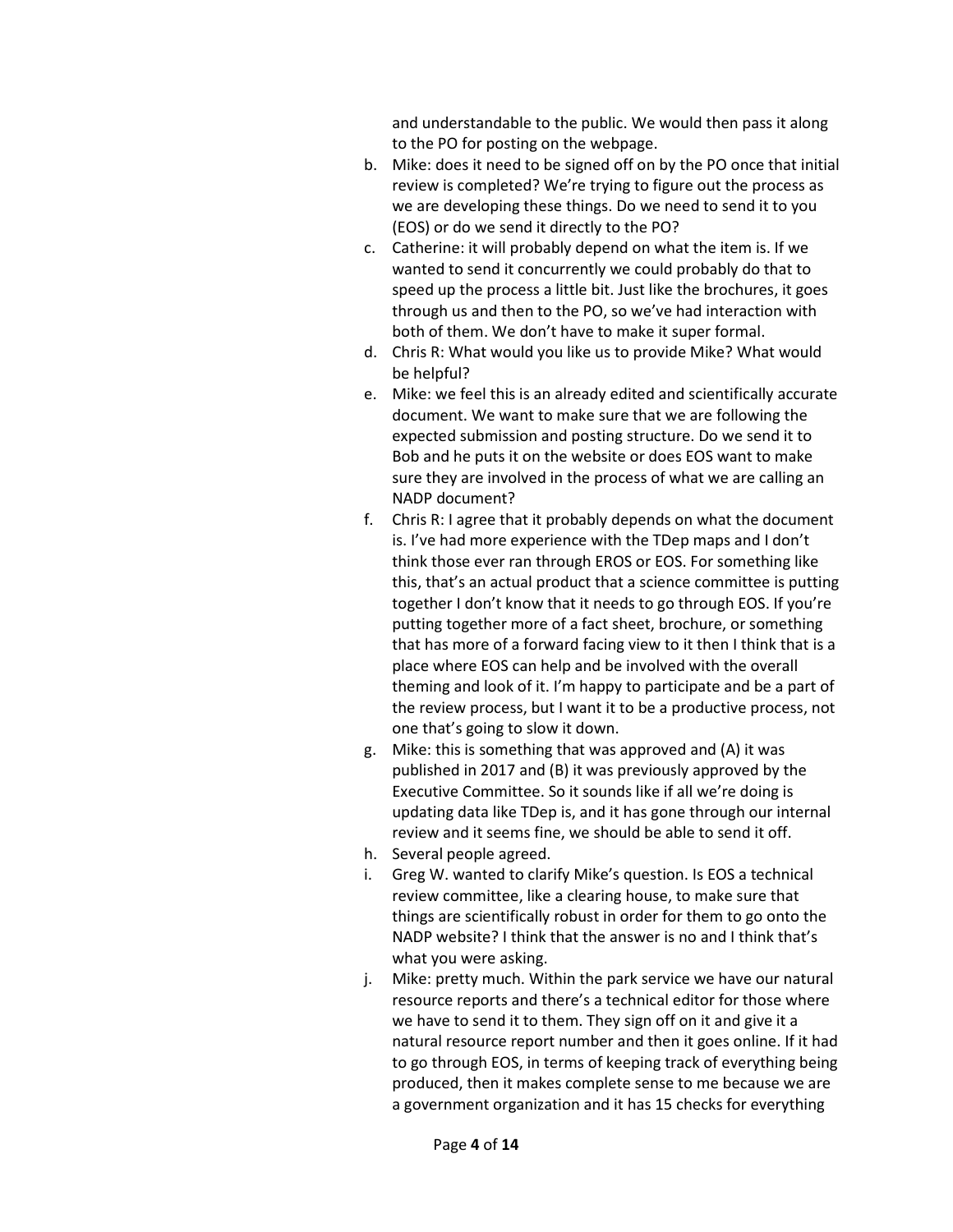and understandable to the public. We would then pass it along to the PO for posting on the webpage.

b. Mike: does it need to be signed off on by the PO once that initial review is completed? We're trying to figure out the process as we are developing these things. Do we need to send it to you (EOS) or do we send it directly to the PO?
c. Catherine: it will probably depend on what the item is. If we wanted to send it concurrently we could probably do that to speed up the process a little bit. Just like the brochures, it goes through us and then to the PO, so we've had interaction with both of them. We don't have to make it super formal.
d. Chris R: What would you like us to provide Mike? What would be helpful?
e. Mike: we feel this is an already edited and scientifically accurate document. We want to make sure that we are following the expected submission and posting structure. Do we send it to Bob and he puts it on the website or does EOS want to make sure they are involved in the process of what we are calling an NADP document?
f. Chris R: I agree that it probably depends on what the document is. I've had more experience with the TDep maps and I don't think those ever ran through EROS or EOS. For something like this, that's an actual product that a science committee is putting together I don't know that it needs to go through EOS. If you're putting together more of a fact sheet, brochure, or something that has more of a forward facing view to it then I think that is a place where EOS can help and be involved with the overall theming and look of it. I'm happy to participate and be a part of the review process, but I want it to be a productive process, not one that's going to slow it down.
g. Mike: this is something that was approved and (A) it was published in 2017 and (B) it was previously approved by the Executive Committee. So it sounds like if all we're doing is updating data like TDep is, and it has gone through our internal review and it seems fine, we should be able to send it off.
h. Several people agreed.
i. Greg W. wanted to clarify Mike's question. Is EOS a technical review committee, like a clearing house, to make sure that things are scientifically robust in order for them to go onto the NADP website? I think that the answer is no and I think that's what you were asking.
j. Mike: pretty much. Within the park service we have our natural resource reports and there's a technical editor for those where we have to send it to them. They sign off on it and give it a natural resource report number and then it goes online. If it had to go through EOS, in terms of keeping track of everything being produced, then it makes complete sense to me because we are a government organization and it has 15 checks for everything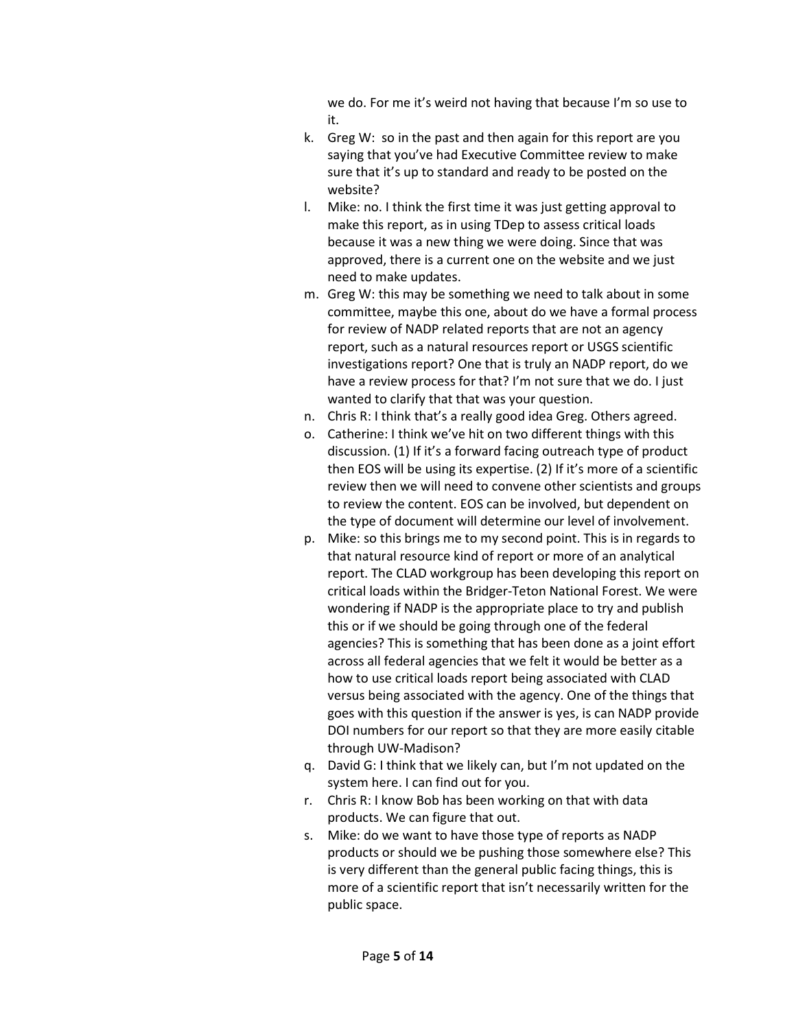we do. For me it's weird not having that because I'm so use to it.

k. Greg W: so in the past and then again for this report are you saying that you've had Executive Committee review to make sure that it's up to standard and ready to be posted on the website?
l. Mike: no. I think the first time it was just getting approval to make this report, as in using TDep to assess critical loads because it was a new thing we were doing. Since that was approved, there is a current one on the website and we just need to make updates.
m. Greg W: this may be something we need to talk about in some committee, maybe this one, about do we have a formal process for review of NADP related reports that are not an agency report, such as a natural resources report or USGS scientific investigations report? One that is truly an NADP report, do we have a review process for that? I'm not sure that we do. I just wanted to clarify that that was your question.
n. Chris R: I think that's a really good idea Greg. Others agreed.
o. Catherine: I think we've hit on two different things with this discussion. (1) If it's a forward facing outreach type of product then EOS will be using its expertise. (2) If it's more of a scientific review then we will need to convene other scientists and groups to review the content. EOS can be involved, but dependent on the type of document will determine our level of involvement.
p. Mike: so this brings me to my second point. This is in regards to that natural resource kind of report or more of an analytical report. The CLAD workgroup has been developing this report on critical loads within the Bridger-Teton National Forest. We were wondering if NADP is the appropriate place to try and publish this or if we should be going through one of the federal agencies? This is something that has been done as a joint effort across all federal agencies that we felt it would be better as a how to use critical loads report being associated with CLAD versus being associated with the agency. One of the things that goes with this question if the answer is yes, is can NADP provide DOI numbers for our report so that they are more easily citable through UW-Madison?
q. David G: I think that we likely can, but I'm not updated on the system here. I can find out for you.
r. Chris R: I know Bob has been working on that with data products. We can figure that out.
s. Mike: do we want to have those type of reports as NADP products or should we be pushing those somewhere else? This is very different than the general public facing things, this is more of a scientific report that isn't necessarily written for the public space.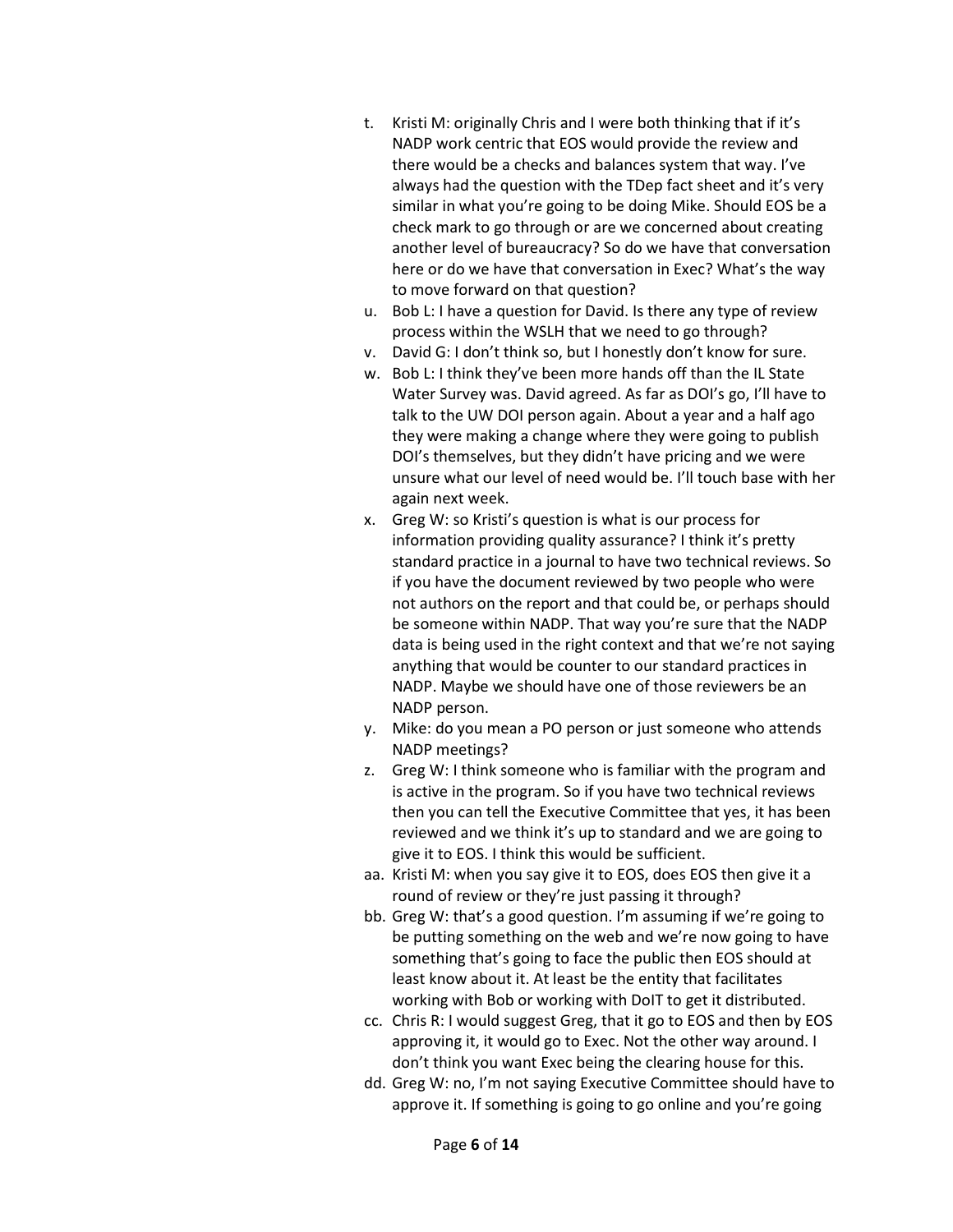t. Kristi M: originally Chris and I were both thinking that if it's NADP work centric that EOS would provide the review and there would be a checks and balances system that way. I've always had the question with the TDep fact sheet and it's very similar in what you're going to be doing Mike. Should EOS be a check mark to go through or are we concerned about creating another level of bureaucracy? So do we have that conversation here or do we have that conversation in Exec? What's the way to move forward on that question?

u. Bob L: I have a question for David. Is there any type of review process within the WSLH that we need to go through?

v. David G: I don't think so, but I honestly don't know for sure.

w. Bob L: I think they've been more hands off than the IL State Water Survey was. David agreed. As far as DOI's go, I'll have to talk to the UW DOI person again. About a year and a half ago they were making a change where they were going to publish DOI's themselves, but they didn't have pricing and we were unsure what our level of need would be. I'll touch base with her again next week.

x. Greg W: so Kristi's question is what is our process for information providing quality assurance? I think it's pretty standard practice in a journal to have two technical reviews. So if you have the document reviewed by two people who were not authors on the report and that could be, or perhaps should be someone within NADP. That way you're sure that the NADP data is being used in the right context and that we're not saying anything that would be counter to our standard practices in NADP. Maybe we should have one of those reviewers be an NADP person.

y. Mike: do you mean a PO person or just someone who attends NADP meetings?

z. Greg W: I think someone who is familiar with the program and is active in the program. So if you have two technical reviews then you can tell the Executive Committee that yes, it has been reviewed and we think it's up to standard and we are going to give it to EOS. I think this would be sufficient.

aa. Kristi M: when you say give it to EOS, does EOS then give it a round of review or they're just passing it through?

bb. Greg W: that's a good question. I'm assuming if we're going to be putting something on the web and we're now going to have something that's going to face the public then EOS should at least know about it. At least be the entity that facilitates working with Bob or working with DoIT to get it distributed.

cc. Chris R: I would suggest Greg, that it go to EOS and then by EOS approving it, it would go to Exec. Not the other way around. I don't think you want Exec being the clearing house for this.

dd. Greg W: no, I'm not saying Executive Committee should have to approve it. If something is going to go online and you're going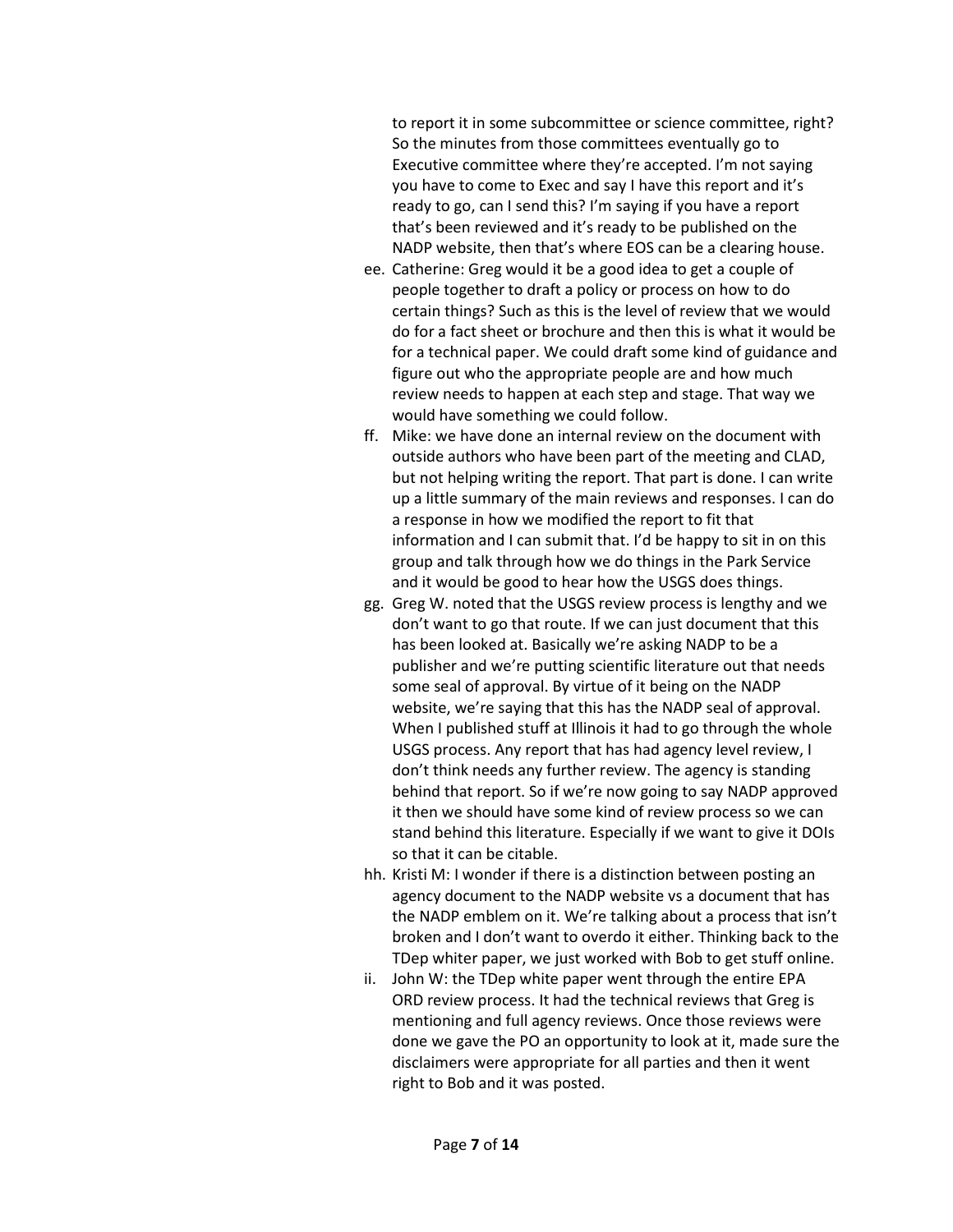to report it in some subcommittee or science committee, right? So the minutes from those committees eventually go to Executive committee where they're accepted. I'm not saying you have to come to Exec and say I have this report and it's ready to go, can I send this? I'm saying if you have a report that's been reviewed and it's ready to be published on the NADP website, then that's where EOS can be a clearing house.

ee. Catherine: Greg would it be a good idea to get a couple of people together to draft a policy or process on how to do certain things? Such as this is the level of review that we would do for a fact sheet or brochure and then this is what it would be for a technical paper. We could draft some kind of guidance and figure out who the appropriate people are and how much review needs to happen at each step and stage. That way we would have something we could follow.

ff. Mike: we have done an internal review on the document with outside authors who have been part of the meeting and CLAD, but not helping writing the report. That part is done. I can write up a little summary of the main reviews and responses. I can do a response in how we modified the report to fit that information and I can submit that. I'd be happy to sit in on this group and talk through how we do things in the Park Service and it would be good to hear how the USGS does things.

gg. Greg W. noted that the USGS review process is lengthy and we don't want to go that route. If we can just document that this has been looked at. Basically we're asking NADP to be a publisher and we're putting scientific literature out that needs some seal of approval. By virtue of it being on the NADP website, we're saying that this has the NADP seal of approval. When I published stuff at Illinois it had to go through the whole USGS process. Any report that has had agency level review, I don't think needs any further review. The agency is standing behind that report. So if we're now going to say NADP approved it then we should have some kind of review process so we can stand behind this literature. Especially if we want to give it DOIs so that it can be citable.

hh. Kristi M: I wonder if there is a distinction between posting an agency document to the NADP website vs a document that has the NADP emblem on it. We're talking about a process that isn't broken and I don't want to overdo it either. Thinking back to the TDep whiter paper, we just worked with Bob to get stuff online.

ii. John W: the TDep white paper went through the entire EPA ORD review process. It had the technical reviews that Greg is mentioning and full agency reviews. Once those reviews were done we gave the PO an opportunity to look at it, made sure the disclaimers were appropriate for all parties and then it went right to Bob and it was posted.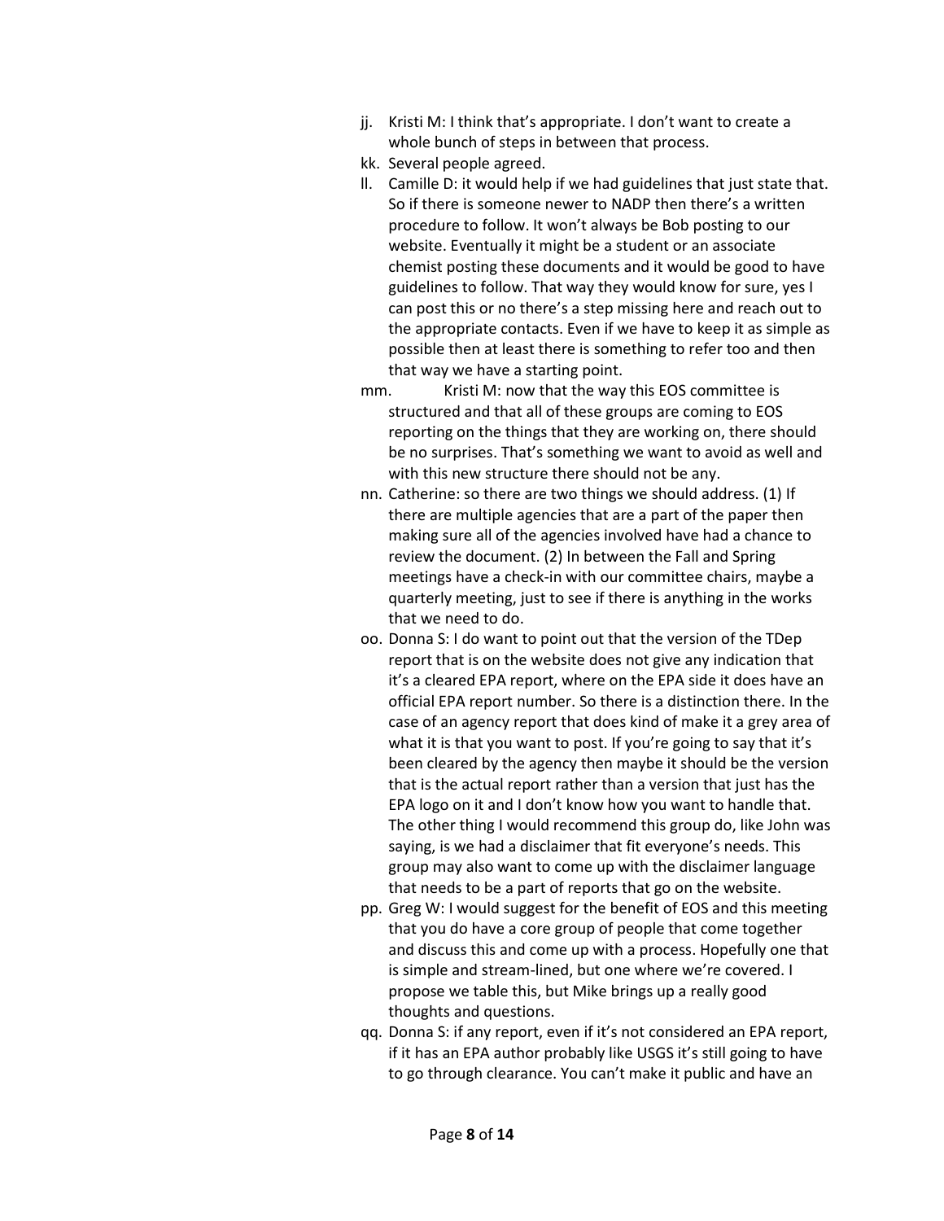jj. Kristi M: I think that's appropriate. I don't want to create a whole bunch of steps in between that process.

kk. Several people agreed.

ll. Camille D: it would help if we had guidelines that just state that. So if there is someone newer to NADP then there's a written procedure to follow. It won't always be Bob posting to our website. Eventually it might be a student or an associate chemist posting these documents and it would be good to have guidelines to follow. That way they would know for sure, yes I can post this or no there's a step missing here and reach out to the appropriate contacts. Even if we have to keep it as simple as possible then at least there is something to refer too and then that way we have a starting point.

mm. Kristi M: now that the way this EOS committee is structured and that all of these groups are coming to EOS reporting on the things that they are working on, there should be no surprises. That's something we want to avoid as well and with this new structure there should not be any.

nn. Catherine: so there are two things we should address. (1) If there are multiple agencies that are a part of the paper then making sure all of the agencies involved have had a chance to review the document. (2) In between the Fall and Spring meetings have a check-in with our committee chairs, maybe a quarterly meeting, just to see if there is anything in the works that we need to do.

oo. Donna S: I do want to point out that the version of the TDep report that is on the website does not give any indication that it's a cleared EPA report, where on the EPA side it does have an official EPA report number. So there is a distinction there. In the case of an agency report that does kind of make it a grey area of what it is that you want to post. If you're going to say that it's been cleared by the agency then maybe it should be the version that is the actual report rather than a version that just has the EPA logo on it and I don't know how you want to handle that. The other thing I would recommend this group do, like John was saying, is we had a disclaimer that fit everyone's needs. This group may also want to come up with the disclaimer language that needs to be a part of reports that go on the website.

pp. Greg W: I would suggest for the benefit of EOS and this meeting that you do have a core group of people that come together and discuss this and come up with a process. Hopefully one that is simple and stream-lined, but one where we're covered. I propose we table this, but Mike brings up a really good thoughts and questions.

qq. Donna S: if any report, even if it's not considered an EPA report, if it has an EPA author probably like USGS it's still going to have to go through clearance. You can't make it public and have an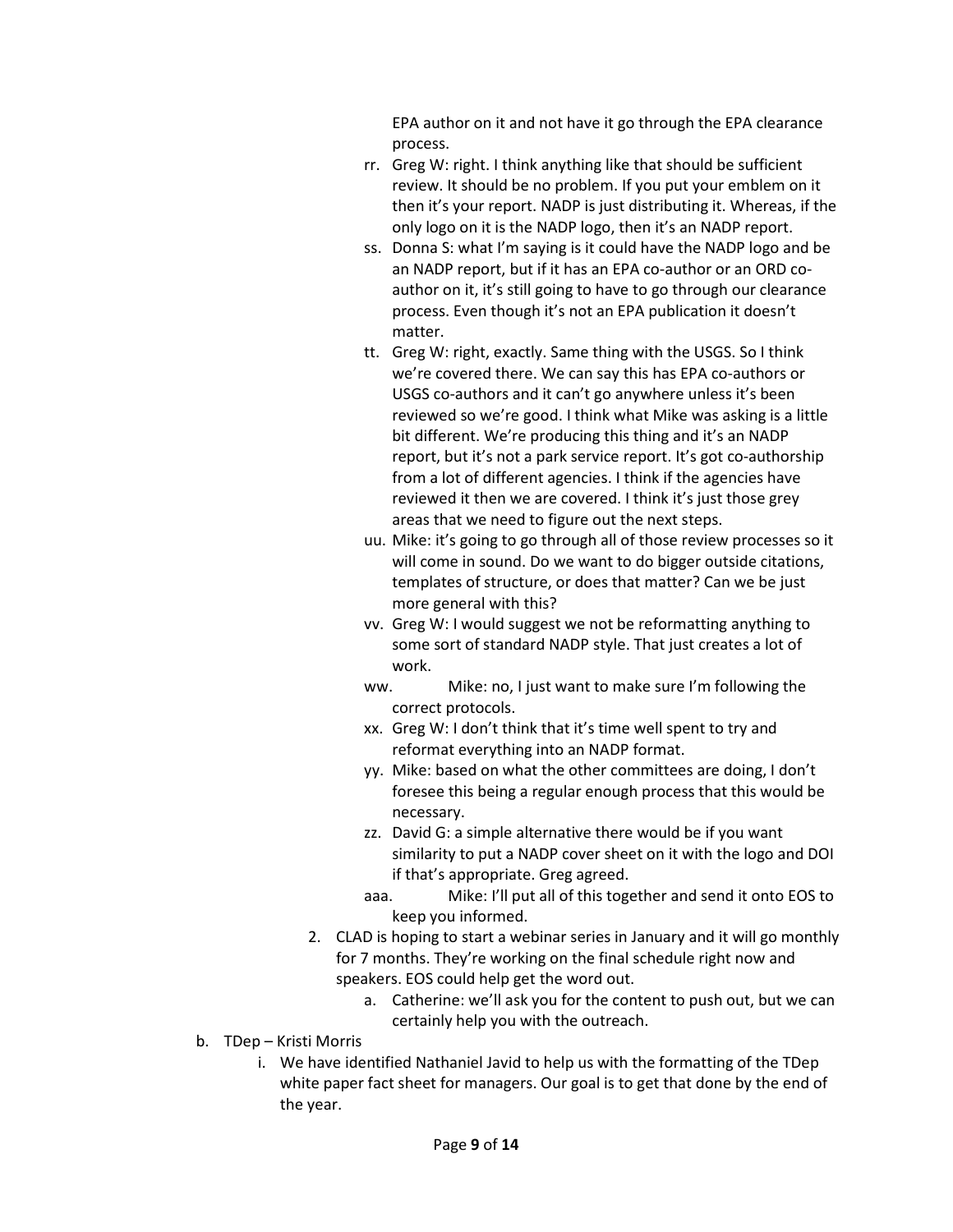EPA author on it and not have it go through the EPA clearance process.

rr. Greg W: right. I think anything like that should be sufficient review. It should be no problem. If you put your emblem on it then it's your report. NADP is just distributing it. Whereas, if the only logo on it is the NADP logo, then it's an NADP report.

ss. Donna S: what I'm saying is it could have the NADP logo and be an NADP report, but if it has an EPA co-author or an ORD co-author on it, it's still going to have to go through our clearance process. Even though it's not an EPA publication it doesn't matter.

tt. Greg W: right, exactly. Same thing with the USGS. So I think we're covered there. We can say this has EPA co-authors or USGS co-authors and it can't go anywhere unless it's been reviewed so we're good. I think what Mike was asking is a little bit different. We're producing this thing and it's an NADP report, but it's not a park service report. It's got co-authorship from a lot of different agencies. I think if the agencies have reviewed it then we are covered. I think it's just those grey areas that we need to figure out the next steps.

uu. Mike: it's going to go through all of those review processes so it will come in sound. Do we want to do bigger outside citations, templates of structure, or does that matter? Can we be just more general with this?

vv. Greg W: I would suggest we not be reformatting anything to some sort of standard NADP style. That just creates a lot of work.

ww. Mike: no, I just want to make sure I'm following the correct protocols.

xx. Greg W: I don't think that it's time well spent to try and reformat everything into an NADP format.

yy. Mike: based on what the other committees are doing, I don't foresee this being a regular enough process that this would be necessary.

zz. David G: a simple alternative there would be if you want similarity to put a NADP cover sheet on it with the logo and DOI if that's appropriate. Greg agreed.

aaa. Mike: I'll put all of this together and send it onto EOS to keep you informed.

2. CLAD is hoping to start a webinar series in January and it will go monthly for 7 months. They're working on the final schedule right now and speakers. EOS could help get the word out.
   a. Catherine: we'll ask you for the content to push out, but we can certainly help you with the outreach.

b. TDep – Kristi Morris
   i. We have identified Nathaniel Javid to help us with the formatting of the TDep white paper fact sheet for managers. Our goal is to get that done by the end of the year.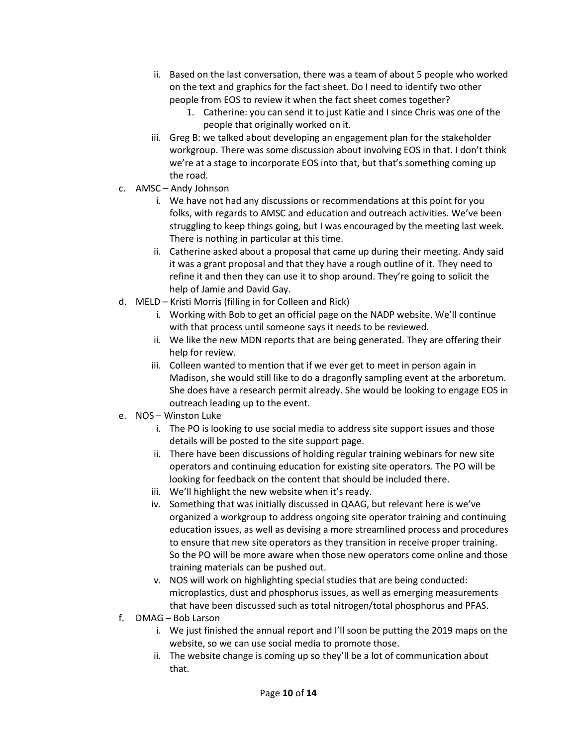ii. Based on the last conversation, there was a team of about 5 people who worked on the text and graphics for the fact sheet. Do I need to identify two other people from EOS to review it when the fact sheet comes together?
      1. Catherine: you can send it to just Katie and I since Chris was one of the people that originally worked on it.
   iii. Greg B: we talked about developing an engagement plan for the stakeholder workgroup. There was some discussion about involving EOS in that. I don't think we're at a stage to incorporate EOS into that, but that's something coming up the road.

c. AMSC – Andy Johnson
   i. We have not had any discussions or recommendations at this point for you folks, with regards to AMSC and education and outreach activities. We've been struggling to keep things going, but I was encouraged by the meeting last week. There is nothing in particular at this time.
   ii. Catherine asked about a proposal that came up during their meeting. Andy said it was a grant proposal and that they have a rough outline of it. They need to refine it and then they can use it to shop around. They're going to solicit the help of Jamie and David Gay.

d. MELD – Kristi Morris (filling in for Colleen and Rick)
   i. Working with Bob to get an official page on the NADP website. We'll continue with that process until someone says it needs to be reviewed.
   ii. We like the new MDN reports that are being generated. They are offering their help for review.
   iii. Colleen wanted to mention that if we ever get to meet in person again in Madison, she would still like to do a dragonfly sampling event at the arboretum. She does have a research permit already. She would be looking to engage EOS in outreach leading up to the event.

e. NOS – Winston Luke
   i. The PO is looking to use social media to address site support issues and those details will be posted to the site support page.
   ii. There have been discussions of holding regular training webinars for new site operators and continuing education for existing site operators. The PO will be looking for feedback on the content that should be included there.
   iii. We'll highlight the new website when it's ready.
   iv. Something that was initially discussed in QAAG, but relevant here is we've organized a workgroup to address ongoing site operator training and continuing education issues, as well as devising a more streamlined process and procedures to ensure that new site operators as they transition in receive proper training. So the PO will be more aware when those new operators come online and those training materials can be pushed out.
   v. NOS will work on highlighting special studies that are being conducted: microplastics, dust and phosphorus issues, as well as emerging measurements that have been discussed such as total nitrogen/total phosphorus and PFAS.

f. DMAG – Bob Larson
   i. We just finished the annual report and I'll soon be putting the 2019 maps on the website, so we can use social media to promote those.
   ii. The website change is coming up so they'll be a lot of communication about that.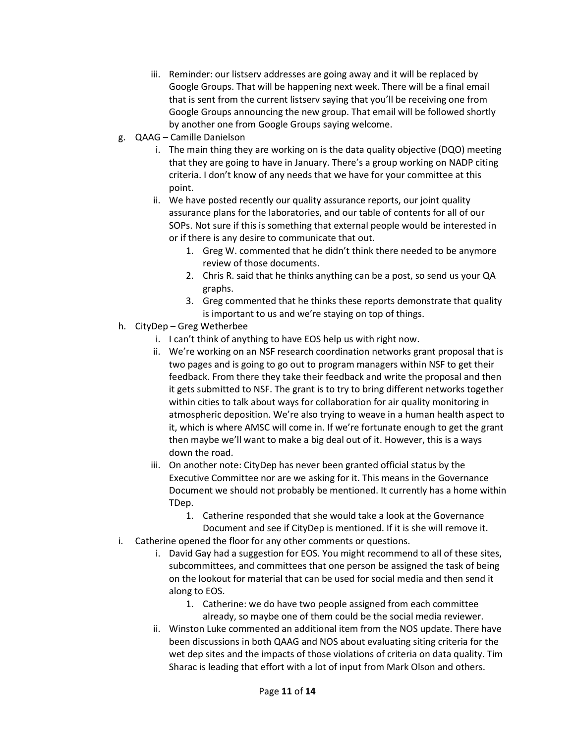iii. Reminder: our listserv addresses are going away and it will be replaced by Google Groups. That will be happening next week. There will be a final email that is sent from the current listserv saying that you'll be receiving one from Google Groups announcing the new group. That email will be followed shortly by another one from Google Groups saying welcome.

g. QAAG – Camille Danielson
   i. The main thing they are working on is the data quality objective (DQO) meeting that they are going to have in January. There's a group working on NADP citing criteria. I don't know of any needs that we have for your committee at this point.
   ii. We have posted recently our quality assurance reports, our joint quality assurance plans for the laboratories, and our table of contents for all of our SOPs. Not sure if this is something that external people would be interested in or if there is any desire to communicate that out.
      1. Greg W. commented that he didn't think there needed to be anymore review of those documents.
      2. Chris R. said that he thinks anything can be a post, so send us your QA graphs.
      3. Greg commented that he thinks these reports demonstrate that quality is important to us and we're staying on top of things.

h. CityDep – Greg Wetherbee
   i. I can't think of anything to have EOS help us with right now.
   ii. We're working on an NSF research coordination networks grant proposal that is two pages and is going to go out to program managers within NSF to get their feedback. From there they take their feedback and write the proposal and then it gets submitted to NSF. The grant is to try to bring different networks together within cities to talk about ways for collaboration for air quality monitoring in atmospheric deposition. We're also trying to weave in a human health aspect to it, which is where AMSC will come in. If we're fortunate enough to get the grant then maybe we'll want to make a big deal out of it. However, this is a ways down the road.
   iii. On another note: CityDep has never been granted official status by the Executive Committee nor are we asking for it. This means in the Governance Document we should not probably be mentioned. It currently has a home within TDep.
      1. Catherine responded that she would take a look at the Governance Document and see if CityDep is mentioned. If it is she will remove it.

i. Catherine opened the floor for any other comments or questions.
   i. David Gay had a suggestion for EOS. You might recommend to all of these sites, subcommittees, and committees that one person be assigned the task of being on the lookout for material that can be used for social media and then send it along to EOS.
      1. Catherine: we do have two people assigned from each committee already, so maybe one of them could be the social media reviewer.
   ii. Winston Luke commented an additional item from the NOS update. There have been discussions in both QAAG and NOS about evaluating siting criteria for the wet dep sites and the impacts of those violations of criteria on data quality. Tim Sharac is leading that effort with a lot of input from Mark Olson and others.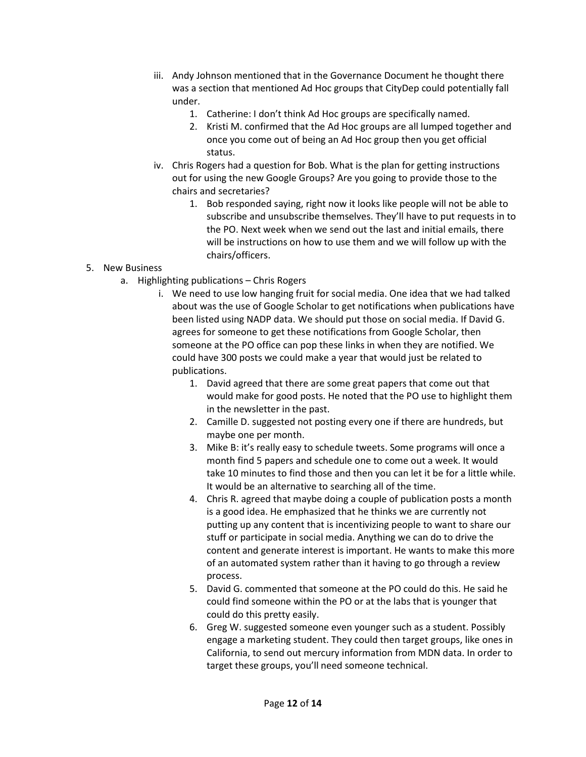iii. Andy Johnson mentioned that in the Governance Document he thought there was a section that mentioned Ad Hoc groups that CityDep could potentially fall under.
      1. Catherine: I don't think Ad Hoc groups are specifically named.
      2. Kristi M. confirmed that the Ad Hoc groups are all lumped together and once you come out of being an Ad Hoc group then you get official status.
   iv. Chris Rogers had a question for Bob. What is the plan for getting instructions out for using the new Google Groups? Are you going to provide those to the chairs and secretaries?
      1. Bob responded saying, right now it looks like people will not be able to subscribe and unsubscribe themselves. They'll have to put requests in to the PO. Next week when we send out the last and initial emails, there will be instructions on how to use them and we will follow up with the chairs/officers.

5. New Business
   a. Highlighting publications – Chris Rogers
      i. We need to use low hanging fruit for social media. One idea that we had talked about was the use of Google Scholar to get notifications when publications have been listed using NADP data. We should put those on social media. If David G. agrees for someone to get these notifications from Google Scholar, then someone at the PO office can pop these links in when they are notified. We could have 300 posts we could make a year that would just be related to publications.
         1. David agreed that there are some great papers that come out that would make for good posts. He noted that the PO use to highlight them in the newsletter in the past.
         2. Camille D. suggested not posting every one if there are hundreds, but maybe one per month.
         3. Mike B: it's really easy to schedule tweets. Some programs will once a month find 5 papers and schedule one to come out a week. It would take 10 minutes to find those and then you can let it be for a little while. It would be an alternative to searching all of the time.
         4. Chris R. agreed that maybe doing a couple of publication posts a month is a good idea. He emphasized that he thinks we are currently not putting up any content that is incentivizing people to want to share our stuff or participate in social media. Anything we can do to drive the content and generate interest is important. He wants to make this more of an automated system rather than it having to go through a review process.
         5. David G. commented that someone at the PO could do this. He said he could find someone within the PO or at the labs that is younger that could do this pretty easily.
         6. Greg W. suggested someone even younger such as a student. Possibly engage a marketing student. They could then target groups, like ones in California, to send out mercury information from MDN data. In order to target these groups, you'll need someone technical.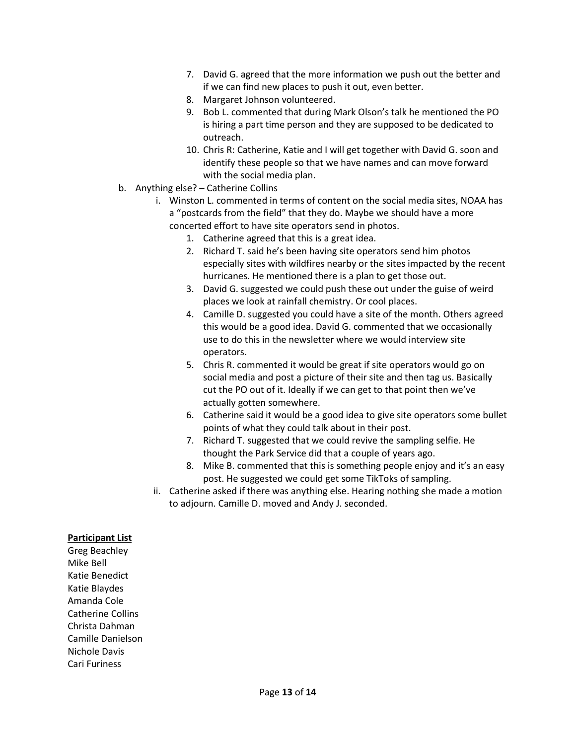7. David G. agreed that the more information we push out the better and if we can find new places to push it out, even better.
8. Margaret Johnson volunteered.
9. Bob L. commented that during Mark Olson's talk he mentioned the PO is hiring a part time person and they are supposed to be dedicated to outreach.
10. Chris R: Catherine, Katie and I will get together with David G. soon and identify these people so that we have names and can move forward with the social media plan.

b. Anything else? – Catherine Collins

   i. Winston L. commented in terms of content on the social media sites, NOAA has a "postcards from the field" that they do. Maybe we should have a more concerted effort to have site operators send in photos.
      1. Catherine agreed that this is a great idea.
      2. Richard T. said he's been having site operators send him photos especially sites with wildfires nearby or the sites impacted by the recent hurricanes. He mentioned there is a plan to get those out.
      3. David G. suggested we could push these out under the guise of weird places we look at rainfall chemistry. Or cool places.
      4. Camille D. suggested you could have a site of the month. Others agreed this would be a good idea. David G. commented that we occasionally use to do this in the newsletter where we would interview site operators.
      5. Chris R. commented it would be great if site operators would go on social media and post a picture of their site and then tag us. Basically cut the PO out of it. Ideally if we can get to that point then we've actually gotten somewhere.
      6. Catherine said it would be a good idea to give site operators some bullet points of what they could talk about in their post.
      7. Richard T. suggested that we could revive the sampling selfie. He thought the Park Service did that a couple of years ago.
      8. Mike B. commented that this is something people enjoy and it's an easy post. He suggested we could get some TikToks of sampling.

   ii. Catherine asked if there was anything else. Hearing nothing she made a motion to adjourn. Camille D. moved and Andy J. seconded.

**Participant List**

Greg Beachley
Mike Bell
Katie Benedict
Katie Blaydes
Amanda Cole
Catherine Collins
Christa Dahman
Camille Danielson
Nichole Davis
Cari Furiness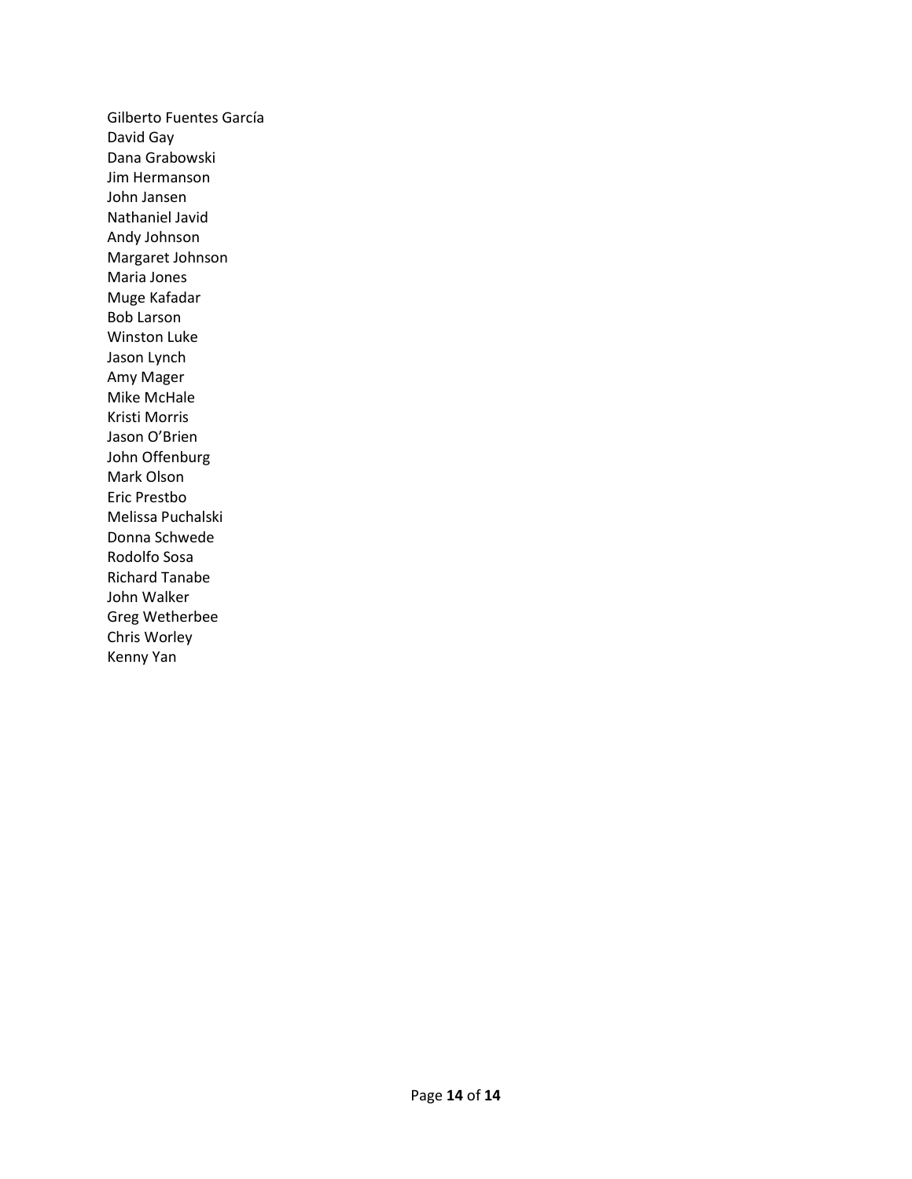Gilberto Fuentes García
David Gay
Dana Grabowski
Jim Hermanson
John Jansen
Nathaniel Javid
Andy Johnson
Margaret Johnson
Maria Jones
Muge Kafadar
Bob Larson
Winston Luke
Jason Lynch
Amy Mager
Mike McHale
Kristi Morris
Jason O'Brien
John Offenburg
Mark Olson
Eric Prestbo
Melissa Puchalski
Donna Schwede
Rodolfo Sosa
Richard Tanabe
John Walker
Greg Wetherbee
Chris Worley
Kenny Yan